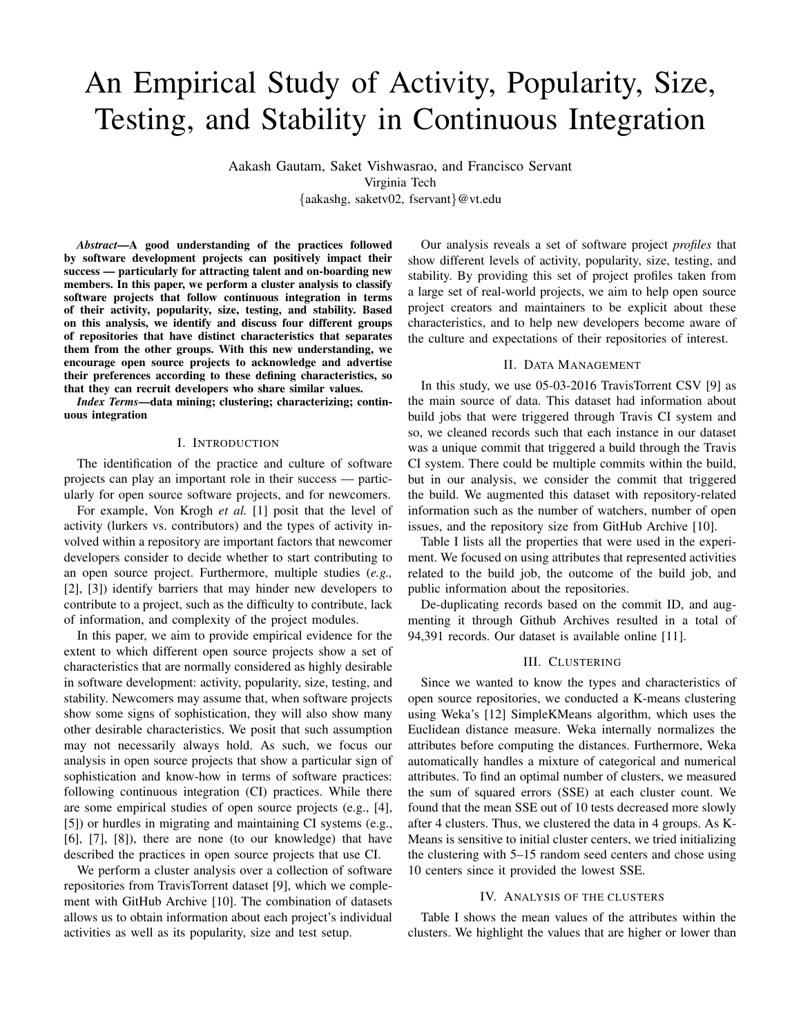# An Empirical Study of Activity, Popularity, Size, Testing, and Stability in Continuous Integration

Aakash Gautam, Saket Vishwasrao, and Francisco Servant
Virginia Tech
{aakashg, saketv02, fservant}@vt.edu

***Abstract*—A good understanding of the practices followed by software development projects can positively impact their success — particularly for attracting talent and on-boarding new members. In this paper, we perform a cluster analysis to classify software projects that follow continuous integration in terms of their activity, popularity, size, testing, and stability. Based on this analysis, we identify and discuss four different groups of repositories that have distinct characteristics that separates them from the other groups. With this new understanding, we encourage open source projects to acknowledge and advertise their preferences according to these defining characteristics, so that they can recruit developers who share similar values.**

***Index Terms*—data mining; clustering; characterizing; continuous integration**

## I. Introduction

The identification of the practice and culture of software projects can play an important role in their success — particularly for open source software projects, and for newcomers.

For example, Von Krogh *et al.* [1] posit that the level of activity (lurkers vs. contributors) and the types of activity involved within a repository are important factors that newcomer developers consider to decide whether to start contributing to an open source project. Furthermore, multiple studies (*e.g.,* [2], [3]) identify barriers that may hinder new developers to contribute to a project, such as the difficulty to contribute, lack of information, and complexity of the project modules.

In this paper, we aim to provide empirical evidence for the extent to which different open source projects show a set of characteristics that are normally considered as highly desirable in software development: activity, popularity, size, testing, and stability. Newcomers may assume that, when software projects show some signs of sophistication, they will also show many other desirable characteristics. We posit that such assumption may not necessarily always hold. As such, we focus our analysis in open source projects that show a particular sign of sophistication and know-how in terms of software practices: following continuous integration (CI) practices. While there are some empirical studies of open source projects (e.g., [4], [5]) or hurdles in migrating and maintaining CI systems (e.g., [6], [7], [8]), there are none (to our knowledge) that have described the practices in open source projects that use CI.

We perform a cluster analysis over a collection of software repositories from TravisTorrent dataset [9], which we complement with GitHub Archive [10]. The combination of datasets allows us to obtain information about each project's individual activities as well as its popularity, size and test setup.

Our analysis reveals a set of software project *profiles* that show different levels of activity, popularity, size, testing, and stability. By providing this set of project profiles taken from a large set of real-world projects, we aim to help open source project creators and maintainers to be explicit about these characteristics, and to help new developers become aware of the culture and expectations of their repositories of interest.

## II. Data Management

In this study, we use 05-03-2016 TravisTorrent CSV [9] as the main source of data. This dataset had information about build jobs that were triggered through Travis CI system and so, we cleaned records such that each instance in our dataset was a unique commit that triggered a build through the Travis CI system. There could be multiple commits within the build, but in our analysis, we consider the commit that triggered the build. We augmented this dataset with repository-related information such as the number of watchers, number of open issues, and the repository size from GitHub Archive [10].

Table I lists all the properties that were used in the experiment. We focused on using attributes that represented activities related to the build job, the outcome of the build job, and public information about the repositories.

De-duplicating records based on the commit ID, and augmenting it through Github Archives resulted in a total of 94,391 records. Our dataset is available online [11].

## III. Clustering

Since we wanted to know the types and characteristics of open source repositories, we conducted a K-means clustering using Weka's [12] SimpleKMeans algorithm, which uses the Euclidean distance measure. Weka internally normalizes the attributes before computing the distances. Furthermore, Weka automatically handles a mixture of categorical and numerical attributes. To find an optimal number of clusters, we measured the sum of squared errors (SSE) at each cluster count. We found that the mean SSE out of 10 tests decreased more slowly after 4 clusters. Thus, we clustered the data in 4 groups. As K-Means is sensitive to initial cluster centers, we tried initializing the clustering with 5–15 random seed centers and chose using 10 centers since it provided the lowest SSE.

## IV. Analysis of the Clusters

Table I shows the mean values of the attributes within the clusters. We highlight the values that are higher or lower than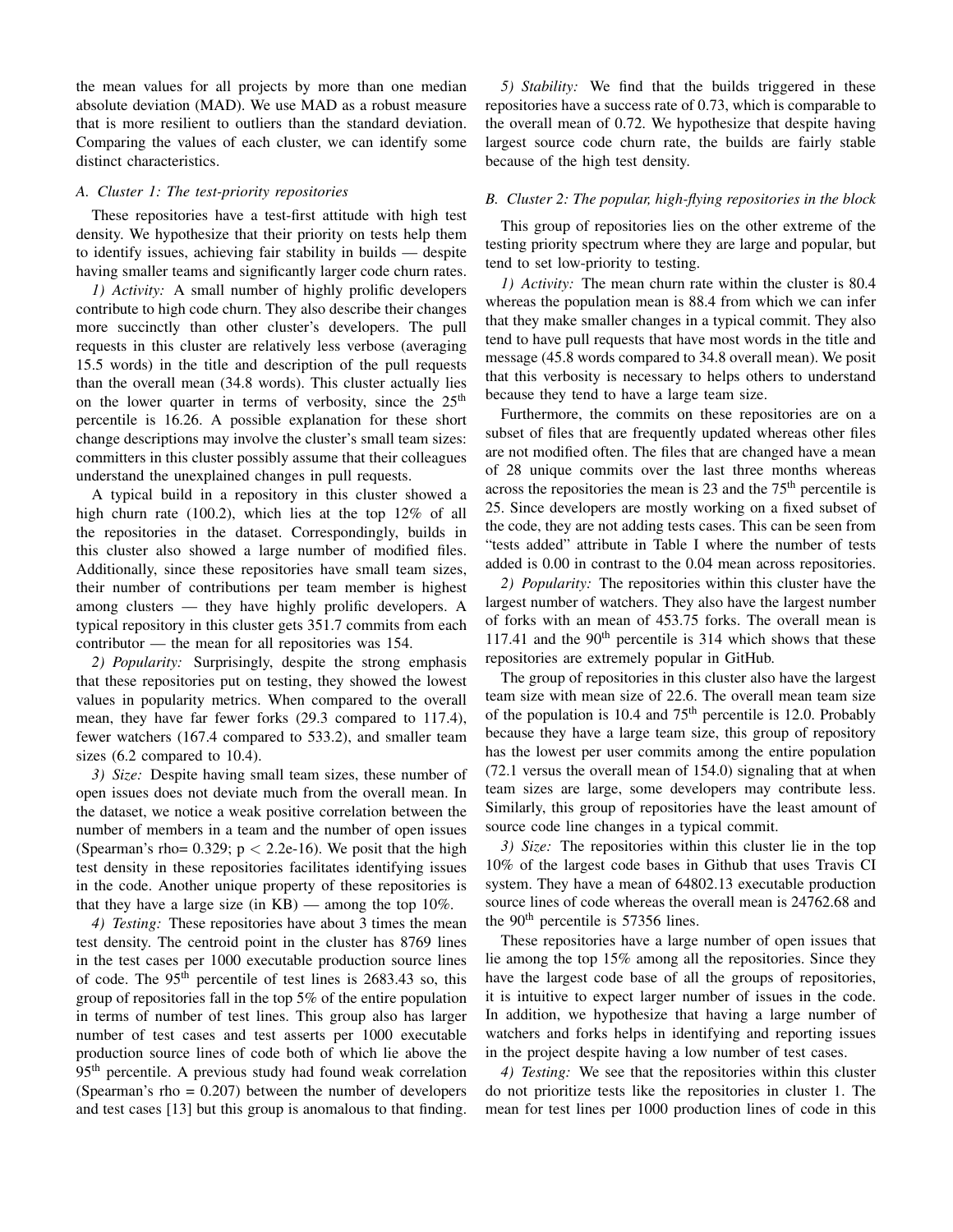the mean values for all projects by more than one median absolute deviation (MAD). We use MAD as a robust measure that is more resilient to outliers than the standard deviation. Comparing the values of each cluster, we can identify some distinct characteristics.

### A. Cluster 1: The test-priority repositories

These repositories have a test-first attitude with high test density. We hypothesize that their priority on tests help them to identify issues, achieving fair stability in builds — despite having smaller teams and significantly larger code churn rates.

*1) Activity:* A small number of highly prolific developers contribute to high code churn. They also describe their changes more succinctly than other cluster's developers. The pull requests in this cluster are relatively less verbose (averaging 15.5 words) in the title and description of the pull requests than the overall mean (34.8 words). This cluster actually lies on the lower quarter in terms of verbosity, since the $25^{th}$ percentile is 16.26. A possible explanation for these short change descriptions may involve the cluster's small team sizes: committers in this cluster possibly assume that their colleagues understand the unexplained changes in pull requests.

A typical build in a repository in this cluster showed a high churn rate (100.2), which lies at the top 12% of all the repositories in the dataset. Correspondingly, builds in this cluster also showed a large number of modified files. Additionally, since these repositories have small team sizes, their number of contributions per team member is highest among clusters — they have highly prolific developers. A typical repository in this cluster gets 351.7 commits from each contributor — the mean for all repositories was 154.

*2) Popularity:* Surprisingly, despite the strong emphasis that these repositories put on testing, they showed the lowest values in popularity metrics. When compared to the overall mean, they have far fewer forks (29.3 compared to 117.4), fewer watchers (167.4 compared to 533.2), and smaller team sizes (6.2 compared to 10.4).

*3) Size:* Despite having small team sizes, these number of open issues does not deviate much from the overall mean. In the dataset, we notice a weak positive correlation between the number of members in a team and the number of open issues (Spearman's rho= 0.329; $p < 2.2e\text{-}16$). We posit that the high test density in these repositories facilitates identifying issues in the code. Another unique property of these repositories is that they have a large size (in KB) — among the top 10%.

*4) Testing:* These repositories have about 3 times the mean test density. The centroid point in the cluster has 8769 lines in the test cases per 1000 executable production source lines of code. The $95^{th}$ percentile of test lines is 2683.43 so, this group of repositories fall in the top 5% of the entire population in terms of number of test lines. This group also has larger number of test cases and test asserts per 1000 executable production source lines of code both of which lie above the $95^{th}$ percentile. A previous study had found weak correlation (Spearman's rho = 0.207) between the number of developers and test cases [13] but this group is anomalous to that finding.

*5) Stability:* We find that the builds triggered in these repositories have a success rate of 0.73, which is comparable to the overall mean of 0.72. We hypothesize that despite having largest source code churn rate, the builds are fairly stable because of the high test density.

### B. Cluster 2: The popular, high-flying repositories in the block

This group of repositories lies on the other extreme of the testing priority spectrum where they are large and popular, but tend to set low-priority to testing.

*1) Activity:* The mean churn rate within the cluster is 80.4 whereas the population mean is 88.4 from which we can infer that they make smaller changes in a typical commit. They also tend to have pull requests that have most words in the title and message (45.8 words compared to 34.8 overall mean). We posit that this verbosity is necessary to helps others to understand because they tend to have a large team size.

Furthermore, the commits on these repositories are on a subset of files that are frequently updated whereas other files are not modified often. The files that are changed have a mean of 28 unique commits over the last three months whereas across the repositories the mean is 23 and the $75^{th}$ percentile is 25. Since developers are mostly working on a fixed subset of the code, they are not adding tests cases. This can be seen from "tests added" attribute in Table I where the number of tests added is 0.00 in contrast to the 0.04 mean across repositories.

*2) Popularity:* The repositories within this cluster have the largest number of watchers. They also have the largest number of forks with an mean of 453.75 forks. The overall mean is 117.41 and the $90^{th}$ percentile is 314 which shows that these repositories are extremely popular in GitHub.

The group of repositories in this cluster also have the largest team size with mean size of 22.6. The overall mean team size of the population is 10.4 and $75^{th}$ percentile is 12.0. Probably because they have a large team size, this group of repository has the lowest per user commits among the entire population (72.1 versus the overall mean of 154.0) signaling that at when team sizes are large, some developers may contribute less. Similarly, this group of repositories have the least amount of source code line changes in a typical commit.

*3) Size:* The repositories within this cluster lie in the top 10% of the largest code bases in Github that uses Travis CI system. They have a mean of 64802.13 executable production source lines of code whereas the overall mean is 24762.68 and the $90^{th}$ percentile is 57356 lines.

These repositories have a large number of open issues that lie among the top 15% among all the repositories. Since they have the largest code base of all the groups of repositories, it is intuitive to expect larger number of issues in the code. In addition, we hypothesize that having a large number of watchers and forks helps in identifying and reporting issues in the project despite having a low number of test cases.

*4) Testing:* We see that the repositories within this cluster do not prioritize tests like the repositories in cluster 1. The mean for test lines per 1000 production lines of code in this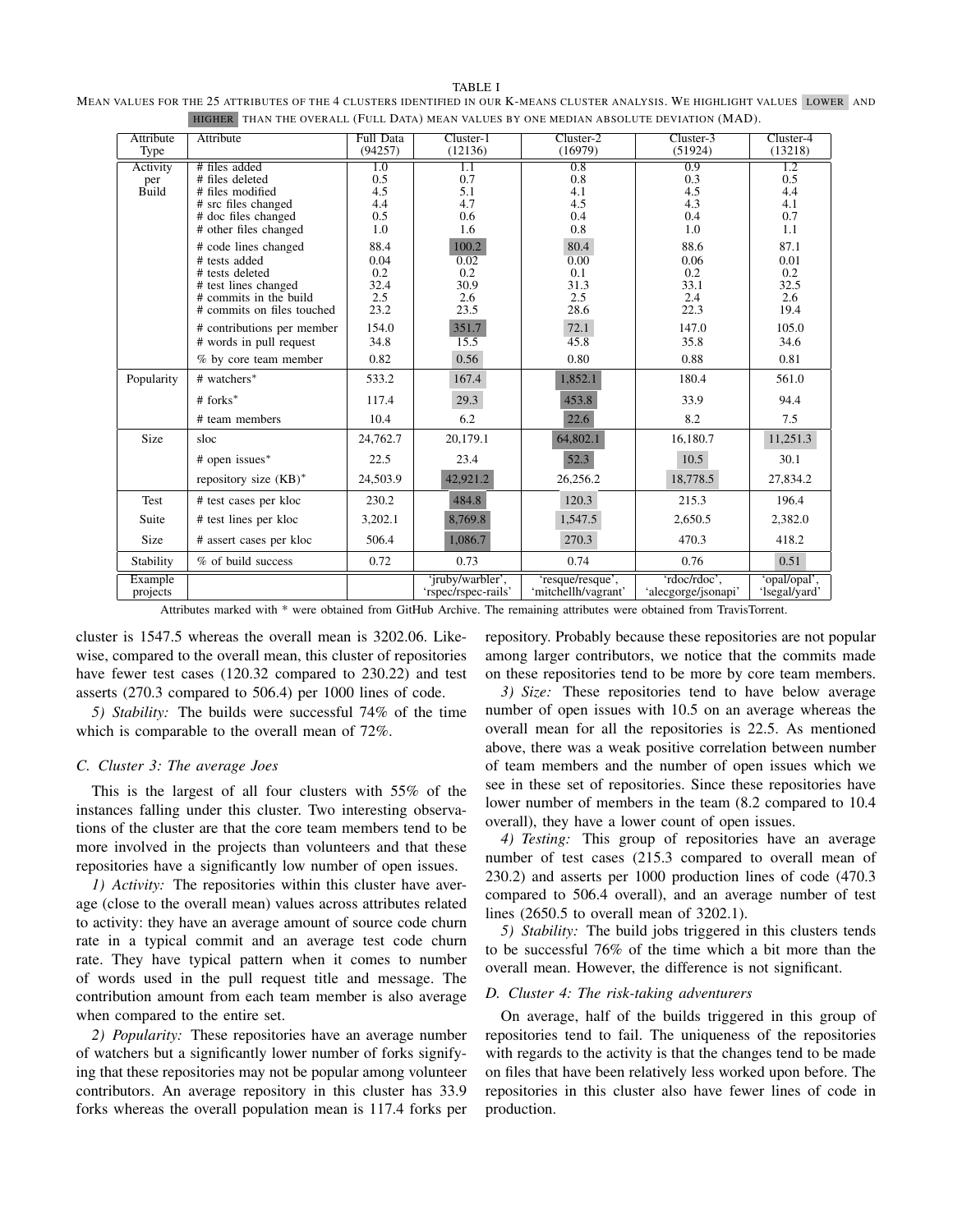TABLE I

MEAN VALUES FOR THE 25 ATTRIBUTES OF THE 4 CLUSTERS IDENTIFIED IN OUR K-MEANS CLUSTER ANALYSIS. WE HIGHLIGHT VALUES LOWER AND HIGHER THAN THE OVERALL (FULL DATA) MEAN VALUES BY ONE MEDIAN ABSOLUTE DEVIATION (MAD).

| Attribute Type | Attribute | Full Data (94257) | Cluster-1 (12136) | Cluster-2 (16979) | Cluster-3 (51924) | Cluster-4 (13218) |
|---|---|---|---|---|---|---|
| Activity per Build | # files added | 1.0 | 1.1 | 0.8 | 0.9 | 1.2 |
| | # files deleted | 0.5 | 0.7 | 0.8 | 0.3 | 0.5 |
| | # files modified | 4.5 | 5.1 | 4.1 | 4.5 | 4.4 |
| | # src files changed | 4.4 | 4.7 | 4.5 | 4.3 | 4.1 |
| | # doc files changed | 0.5 | 0.6 | 0.4 | 0.4 | 0.7 |
| | # other files changed | 1.0 | 1.6 | 0.8 | 1.0 | 1.1 |
| | # code lines changed | 88.4 | 100.2 | 80.4 | 88.6 | 87.1 |
| | # tests added | 0.04 | 0.02 | 0.00 | 0.06 | 0.01 |
| | # tests deleted | 0.2 | 0.2 | 0.1 | 0.2 | 0.2 |
| | # test lines changed | 32.4 | 30.9 | 31.3 | 33.1 | 32.5 |
| | # commits in the build | 2.5 | 2.6 | 2.5 | 2.4 | 2.6 |
| | # commits on files touched | 23.2 | 23.5 | 28.6 | 22.3 | 19.4 |
| | # contributions per member | 154.0 | 351.7 | 72.1 | 147.0 | 105.0 |
| | # words in pull request | 34.8 | 15.5 | 45.8 | 35.8 | 34.6 |
| | % by core team member | 0.82 | 0.56 | 0.80 | 0.88 | 0.81 |
| Popularity | # watchers* | 533.2 | 167.4 | 1,852.1 | 180.4 | 561.0 |
| | # forks* | 117.4 | 29.3 | 453.8 | 33.9 | 94.4 |
| | # team members | 10.4 | 6.2 | 22.6 | 8.2 | 7.5 |
| Size | sloc | 24,762.7 | 20,179.1 | 64,802.1 | 16,180.7 | 11,251.3 |
| | # open issues* | 22.5 | 23.4 | 52.3 | 10.5 | 30.1 |
| | repository size (KB)* | 24,503.9 | 42,921.2 | 26,256.2 | 18,778.5 | 27,834.2 |
| Test Suite Size | # test cases per kloc | 230.2 | 484.8 | 120.3 | 215.3 | 196.4 |
| | # test lines per kloc | 3,202.1 | 8,769.8 | 1,547.5 | 2,650.5 | 2,382.0 |
| | # assert cases per kloc | 506.4 | 1,086.7 | 270.3 | 470.3 | 418.2 |
| Stability | % of build success | 0.72 | 0.73 | 0.74 | 0.76 | 0.51 |
| Example projects | | | 'jruby/warbler', 'rspec/rspec-rails' | 'resque/resque', 'mitchellh/vagrant' | 'rdoc/rdoc', 'alecgorge/jsonapi' | 'opal/opal', 'lsegal/yard' |

Attributes marked with * were obtained from GitHub Archive. The remaining attributes were obtained from TravisTorrent.

cluster is 1547.5 whereas the overall mean is 3202.06. Likewise, compared to the overall mean, this cluster of repositories have fewer test cases (120.32 compared to 230.22) and test asserts (270.3 compared to 506.4) per 1000 lines of code.

*5) Stability:* The builds were successful 74% of the time which is comparable to the overall mean of 72%.

### C. Cluster 3: The average Joes

This is the largest of all four clusters with 55% of the instances falling under this cluster. Two interesting observations of the cluster are that the core team members tend to be more involved in the projects than volunteers and that these repositories have a significantly low number of open issues.

*1) Activity:* The repositories within this cluster have average (close to the overall mean) values across attributes related to activity: they have an average amount of source code churn rate in a typical commit and an average test code churn rate. They have typical pattern when it comes to number of words used in the pull request title and message. The contribution amount from each team member is also average when compared to the entire set.

*2) Popularity:* These repositories have an average number of watchers but a significantly lower number of forks signifying that these repositories may not be popular among volunteer contributors. An average repository in this cluster has 33.9 forks whereas the overall population mean is 117.4 forks per repository. Probably because these repositories are not popular among larger contributors, we notice that the commits made on these repositories tend to be more by core team members.

*3) Size:* These repositories tend to have below average number of open issues with 10.5 on an average whereas the overall mean for all the repositories is 22.5. As mentioned above, there was a weak positive correlation between number of team members and the number of open issues which we see in these set of repositories. Since these repositories have lower number of members in the team (8.2 compared to 10.4 overall), they have a lower count of open issues.

*4) Testing:* This group of repositories have an average number of test cases (215.3 compared to overall mean of 230.2) and asserts per 1000 production lines of code (470.3 compared to 506.4 overall), and an average number of test lines (2650.5 to overall mean of 3202.1).

*5) Stability:* The build jobs triggered in this clusters tends to be successful 76% of the time which a bit more than the overall mean. However, the difference is not significant.

### D. Cluster 4: The risk-taking adventurers

On average, half of the builds triggered in this group of repositories tend to fail. The uniqueness of the repositories with regards to the activity is that the changes tend to be made on files that have been relatively less worked upon before. The repositories in this cluster also have fewer lines of code in production.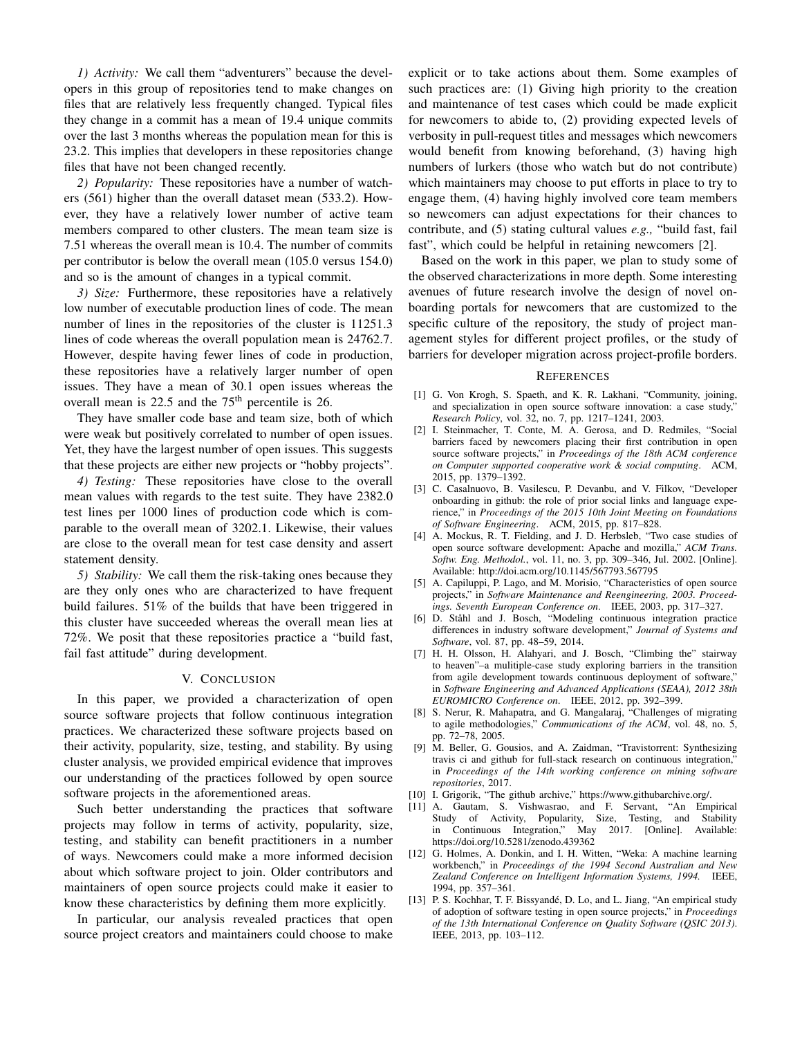*1) Activity:* We call them "adventurers" because the developers in this group of repositories tend to make changes on files that are relatively less frequently changed. Typical files they change in a commit has a mean of 19.4 unique commits over the last 3 months whereas the population mean for this is 23.2. This implies that developers in these repositories change files that have not been changed recently.

*2) Popularity:* These repositories have a number of watchers (561) higher than the overall dataset mean (533.2). However, they have a relatively lower number of active team members compared to other clusters. The mean team size is 7.51 whereas the overall mean is 10.4. The number of commits per contributor is below the overall mean (105.0 versus 154.0) and so is the amount of changes in a typical commit.

*3) Size:* Furthermore, these repositories have a relatively low number of executable production lines of code. The mean number of lines in the repositories of the cluster is 11251.3 lines of code whereas the overall population mean is 24762.7. However, despite having fewer lines of code in production, these repositories have a relatively larger number of open issues. They have a mean of 30.1 open issues whereas the overall mean is 22.5 and the 75$^{\text{th}}$ percentile is 26.

They have smaller code base and team size, both of which were weak but positively correlated to number of open issues. Yet, they have the largest number of open issues. This suggests that these projects are either new projects or "hobby projects".

*4) Testing:* These repositories have close to the overall mean values with regards to the test suite. They have 2382.0 test lines per 1000 lines of production code which is comparable to the overall mean of 3202.1. Likewise, their values are close to the overall mean for test case density and assert statement density.

*5) Stability:* We call them the risk-taking ones because they are they only ones who are characterized to have frequent build failures. 51% of the builds that have been triggered in this cluster have succeeded whereas the overall mean lies at 72%. We posit that these repositories practice a "build fast, fail fast attitude" during development.

## V. Conclusion

In this paper, we provided a characterization of open source software projects that follow continuous integration practices. We characterized these software projects based on their activity, popularity, size, testing, and stability. By using cluster analysis, we provided empirical evidence that improves our understanding of the practices followed by open source software projects in the aforementioned areas.

Such better understanding the practices that software projects may follow in terms of activity, popularity, size, testing, and stability can benefit practitioners in a number of ways. Newcomers could make a more informed decision about which software project to join. Older contributors and maintainers of open source projects could make it easier to know these characteristics by defining them more explicitly.

In particular, our analysis revealed practices that open source project creators and maintainers could choose to make explicit or to take actions about them. Some examples of such practices are: (1) Giving high priority to the creation and maintenance of test cases which could be made explicit for newcomers to abide to, (2) providing expected levels of verbosity in pull-request titles and messages which newcomers would benefit from knowing beforehand, (3) having high numbers of lurkers (those who watch but do not contribute) which maintainers may choose to put efforts in place to try to engage them, (4) having highly involved core team members so newcomers can adjust expectations for their chances to contribute, and (5) stating cultural values *e.g.,* "build fast, fail fast", which could be helpful in retaining newcomers [2].

Based on the work in this paper, we plan to study some of the observed characterizations in more depth. Some interesting avenues of future research involve the design of novel onboarding portals for newcomers that are customized to the specific culture of the repository, the study of project management styles for different project profiles, or the study of barriers for developer migration across project-profile borders.

## References

[1] G. Von Krogh, S. Spaeth, and K. R. Lakhani, "Community, joining, and specialization in open source software innovation: a case study," *Research Policy*, vol. 32, no. 7, pp. 1217–1241, 2003.

[2] I. Steinmacher, T. Conte, M. A. Gerosa, and D. Redmiles, "Social barriers faced by newcomers placing their first contribution in open source software projects," in *Proceedings of the 18th ACM conference on Computer supported cooperative work & social computing*. ACM, 2015, pp. 1379–1392.

[3] C. Casalnuovo, B. Vasilescu, P. Devanbu, and V. Filkov, "Developer onboarding in github: the role of prior social links and language experience," in *Proceedings of the 2015 10th Joint Meeting on Foundations of Software Engineering*. ACM, 2015, pp. 817–828.

[4] A. Mockus, R. T. Fielding, and J. D. Herbsleb, "Two case studies of open source software development: Apache and mozilla," *ACM Trans. Softw. Eng. Methodol.*, vol. 11, no. 3, pp. 309–346, Jul. 2002. [Online]. Available: http://doi.acm.org/10.1145/567793.567795

[5] A. Capiluppi, P. Lago, and M. Morisio, "Characteristics of open source projects," in *Software Maintenance and Reengineering, 2003. Proceedings. Seventh European Conference on*. IEEE, 2003, pp. 317–327.

[6] D. Ståhl and J. Bosch, "Modeling continuous integration practice differences in industry software development," *Journal of Systems and Software*, vol. 87, pp. 48–59, 2014.

[7] H. H. Olsson, H. Alahyari, and J. Bosch, "Climbing the" stairway to heaven"–a mulitiple-case study exploring barriers in the transition from agile development towards continuous deployment of software," in *Software Engineering and Advanced Applications (SEAA), 2012 38th EUROMICRO Conference on*. IEEE, 2012, pp. 392–399.

[8] S. Nerur, R. Mahapatra, and G. Mangalaraj, "Challenges of migrating to agile methodologies," *Communications of the ACM*, vol. 48, no. 5, pp. 72–78, 2005.

[9] M. Beller, G. Gousios, and A. Zaidman, "Travistorrent: Synthesizing travis ci and github for full-stack research on continuous integration," in *Proceedings of the 14th working conference on mining software repositories*, 2017.

[10] I. Grigorik, "The github archive," https://www.githubarchive.org/.

[11] A. Gautam, S. Vishwasrao, and F. Servant, "An Empirical Study of Activity, Popularity, Size, Testing, and Stability in Continuous Integration," May 2017. [Online]. Available: https://doi.org/10.5281/zenodo.439362

[12] G. Holmes, A. Donkin, and I. H. Witten, "Weka: A machine learning workbench," in *Proceedings of the 1994 Second Australian and New Zealand Conference on Intelligent Information Systems, 1994.* IEEE, 1994, pp. 357–361.

[13] P. S. Kochhar, T. F. Bissyandé, D. Lo, and L. Jiang, "An empirical study of adoption of software testing in open source projects," in *Proceedings of the 13th International Conference on Quality Software (QSIC 2013)*. IEEE, 2013, pp. 103–112.